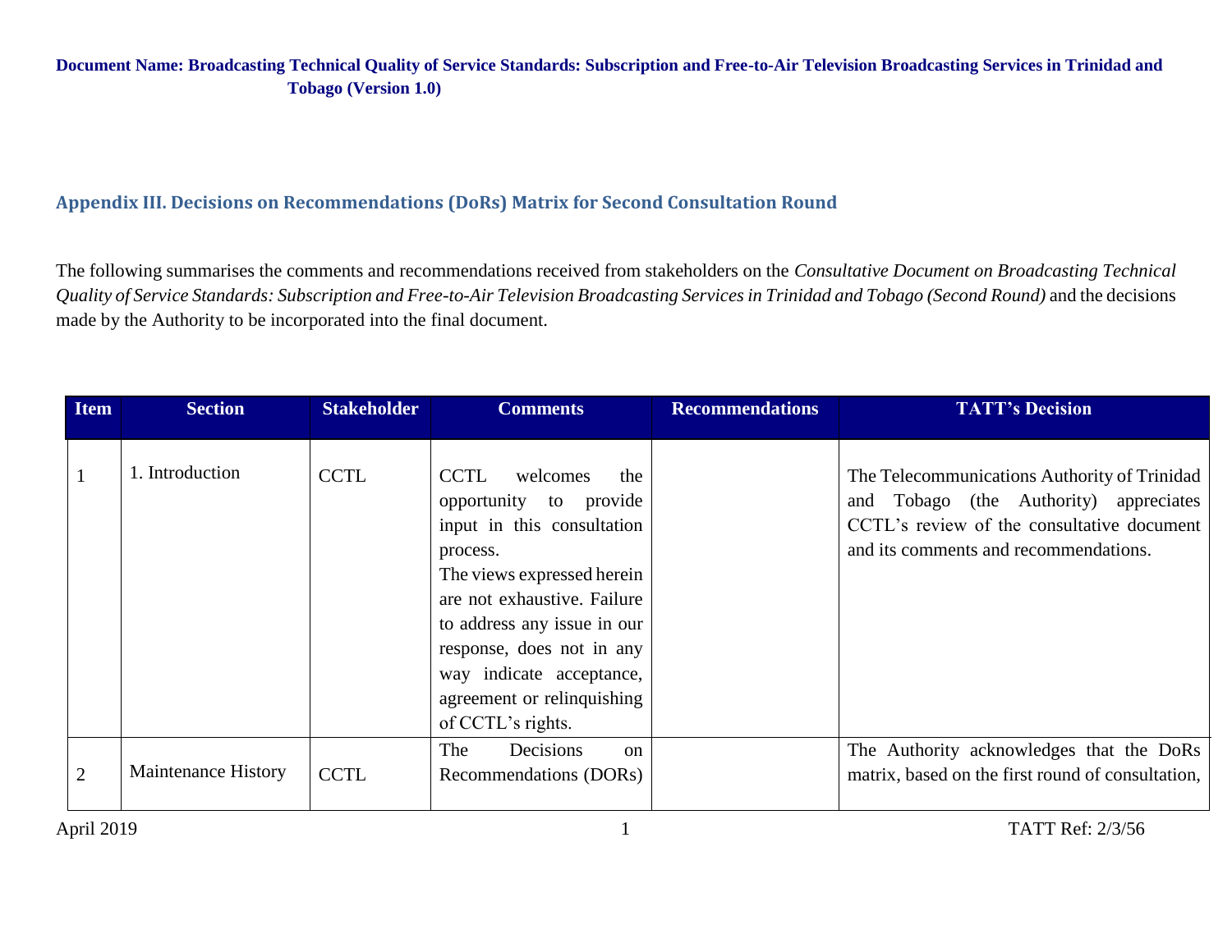**Document Name: Broadcasting Technical Quality of Service Standards: Subscription and Free-to-Air Television Broadcasting Services in Trinidad and Tobago (Version 1.0)**

## Appendix III. Decisions on Recommendations (DoRs) Matrix for Second Consultation Round

The following summarises the comments and recommendations received from stakeholders on the *Consultative Document on Broadcasting Technical Quality of Service Standards: Subscription and Free-to-Air Television Broadcasting Services in Trinidad and Tobago (Second Round)* and the decisions made by the Authority to be incorporated into the final document.

| Item | Section | Stakeholder | Comments | Recommendations | TATT's Decision |
|---|---|---|---|---|---|
| 1 | 1. Introduction | CCTL | CCTL welcomes the opportunity to provide input in this consultation process.<br>The views expressed herein are not exhaustive. Failure to address any issue in our response, does not in any way indicate acceptance, agreement or relinquishing of CCTL's rights. | | The Telecommunications Authority of Trinidad and Tobago (the Authority) appreciates CCTL's review of the consultative document and its comments and recommendations. |
| 2 | Maintenance History | CCTL | The Decisions on Recommendations (DORs) | | The Authority acknowledges that the DoRs matrix, based on the first round of consultation, |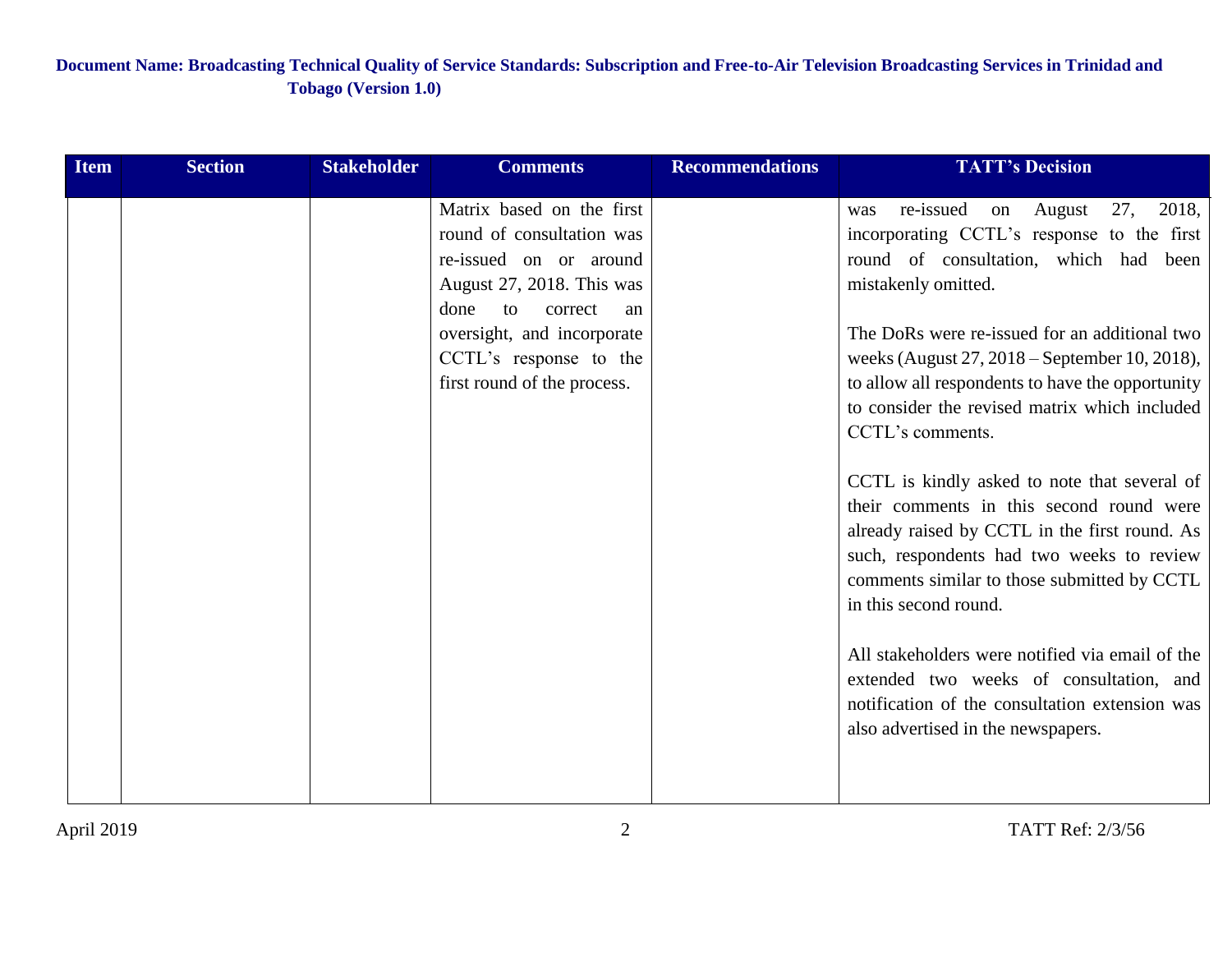| Item | Section | Stakeholder | Comments | Recommendations | TATT's Decision |
| --- | --- | --- | --- | --- | --- |
| | | | Matrix based on the first round of consultation was re-issued on or around August 27, 2018. This was done to correct an oversight, and incorporate CCTL's response to the first round of the process. | | was re-issued on August 27, 2018, incorporating CCTL's response to the first round of consultation, which had been mistakenly omitted.<br><br>The DoRs were re-issued for an additional two weeks (August 27, 2018 – September 10, 2018), to allow all respondents to have the opportunity to consider the revised matrix which included CCTL's comments.<br><br>CCTL is kindly asked to note that several of their comments in this second round were already raised by CCTL in the first round. As such, respondents had two weeks to review comments similar to those submitted by CCTL in this second round.<br><br>All stakeholders were notified via email of the extended two weeks of consultation, and notification of the consultation extension was also advertised in the newspapers. |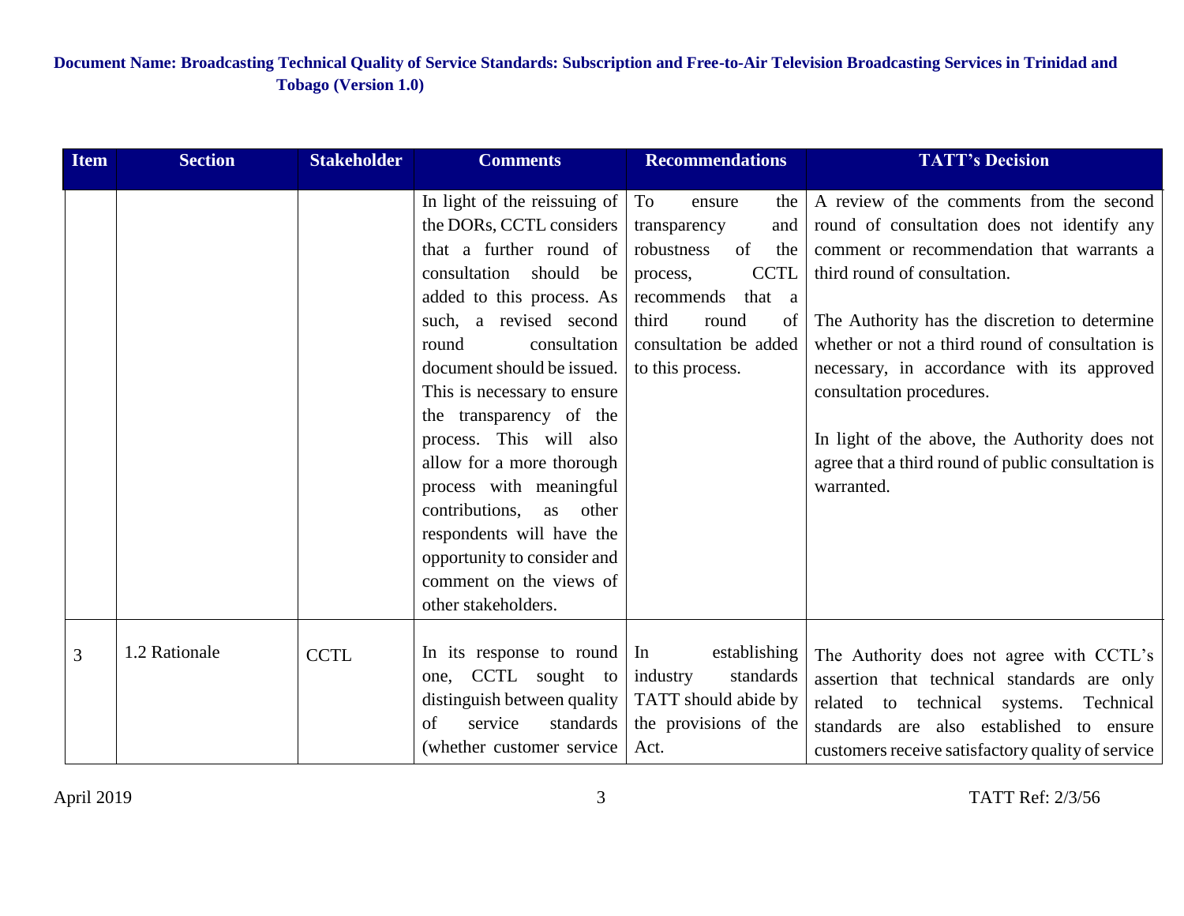| Item | Section | Stakeholder | Comments | Recommendations | TATT's Decision |
|---|---|---|---|---|---|
| | | | In light of the reissuing of the DORs, CCTL considers that a further round of consultation should be added to this process. As such, a revised second round consultation document should be issued. This is necessary to ensure the transparency of the process. This will also allow for a more thorough process with meaningful contributions, as other respondents will have the opportunity to consider and comment on the views of other stakeholders. | To ensure the transparency and robustness of the process, CCTL recommends that a third round of consultation be added to this process. | A review of the comments from the second round of consultation does not identify any comment or recommendation that warrants a third round of consultation.<br><br>The Authority has the discretion to determine whether or not a third round of consultation is necessary, in accordance with its approved consultation procedures.<br><br>In light of the above, the Authority does not agree that a third round of public consultation is warranted. |
| 3 | 1.2 Rationale | CCTL | In its response to round one, CCTL sought to distinguish between quality of service standards (whether customer service | In establishing industry standards TATT should abide by the provisions of the Act. | The Authority does not agree with CCTL's assertion that technical standards are only related to technical systems. Technical standards are also established to ensure customers receive satisfactory quality of service |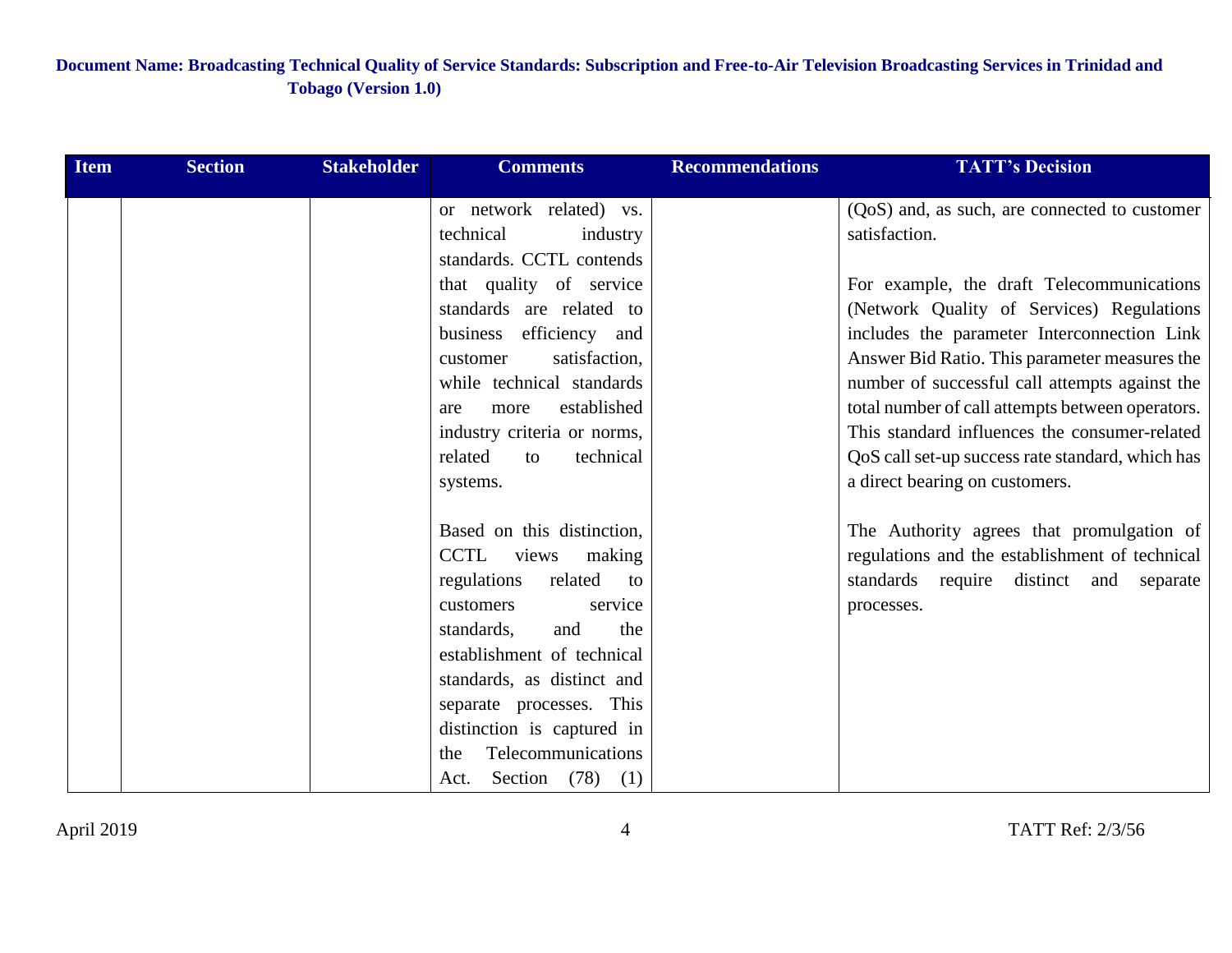| Item | Section | Stakeholder | Comments | Recommendations | TATT's Decision |
|---|---|---|---|---|---|
| | | | or network related) vs. technical industry standards. CCTL contends that quality of service standards are related to business efficiency and customer satisfaction, while technical standards are more established industry criteria or norms, related to technical systems.<br><br>Based on this distinction, CCTL views making regulations related to customers service standards, and the establishment of technical standards, as distinct and separate processes. This distinction is captured in the Telecommunications Act. Section (78) (1) | | (QoS) and, as such, are connected to customer satisfaction.<br><br>For example, the draft Telecommunications (Network Quality of Services) Regulations includes the parameter Interconnection Link Answer Bid Ratio. This parameter measures the number of successful call attempts against the total number of call attempts between operators. This standard influences the consumer-related QoS call set-up success rate standard, which has a direct bearing on customers.<br><br>The Authority agrees that promulgation of regulations and the establishment of technical standards require distinct and separate processes. |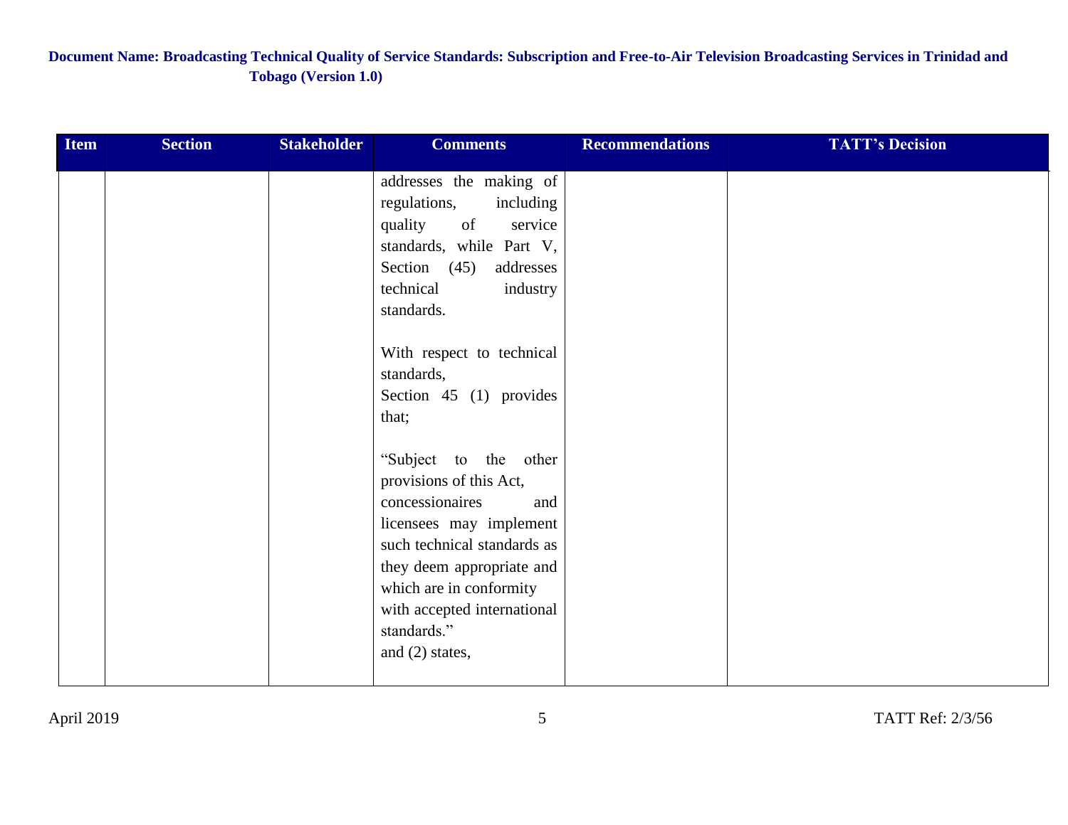| Item | Section | Stakeholder | Comments | Recommendations | TATT's Decision |
|---|---|---|---|---|---|
| | | | addresses the making of regulations, including quality of service standards, while Part V, Section (45) addresses technical industry standards.<br><br>With respect to technical standards,<br>Section 45 (1) provides that;<br><br>"Subject to the other provisions of this Act, concessionaires and licensees may implement such technical standards as they deem appropriate and which are in conformity with accepted international standards."<br>and (2) states, | | |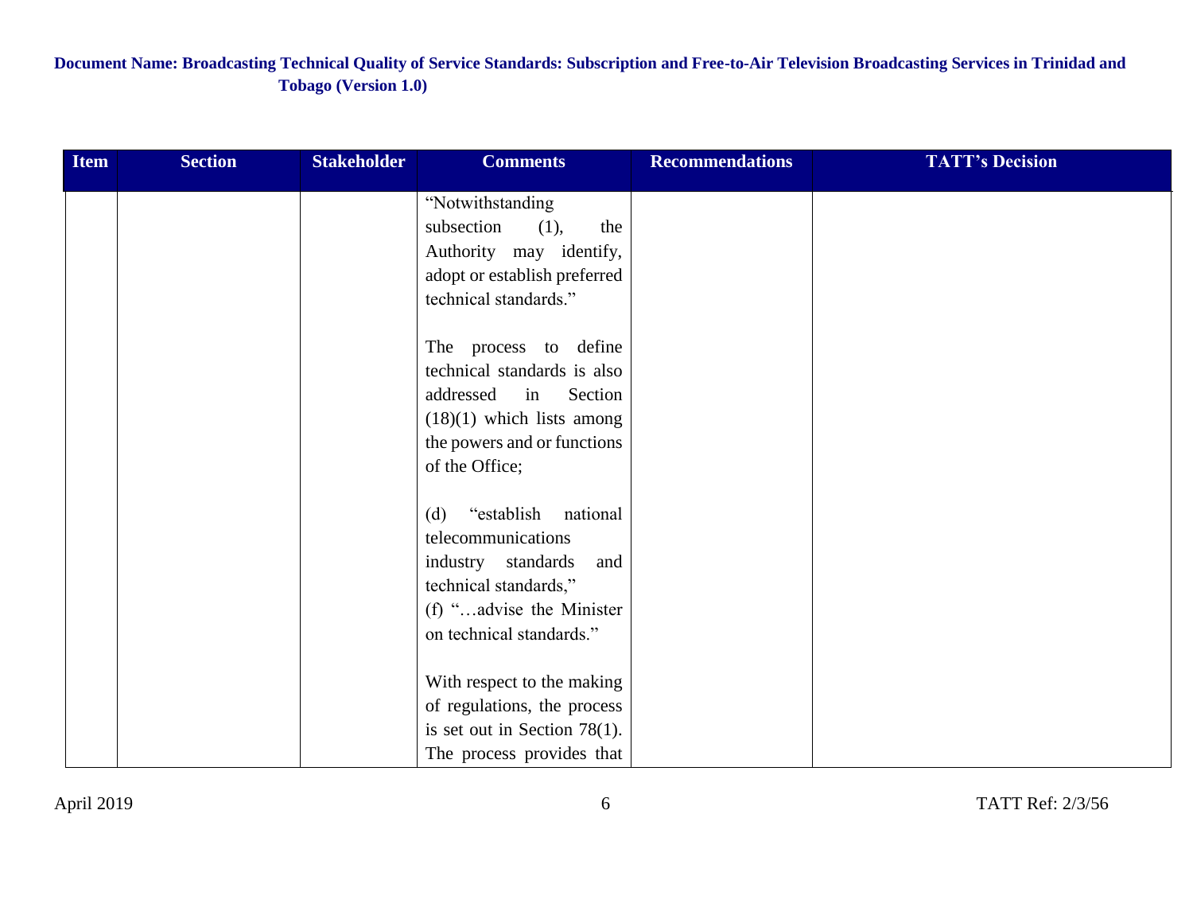| Item | Section | Stakeholder | Comments | Recommendations | TATT's Decision |
|---|---|---|---|---|---|
| | | | "Notwithstanding subsection (1), the Authority may identify, adopt or establish preferred technical standards."<br><br>The process to define technical standards is also addressed in Section (18)(1) which lists among the powers and or functions of the Office;<br><br>(d) "establish national telecommunications industry standards and technical standards,"<br>(f) "…advise the Minister on technical standards."<br><br>With respect to the making of regulations, the process is set out in Section 78(1). The process provides that | | |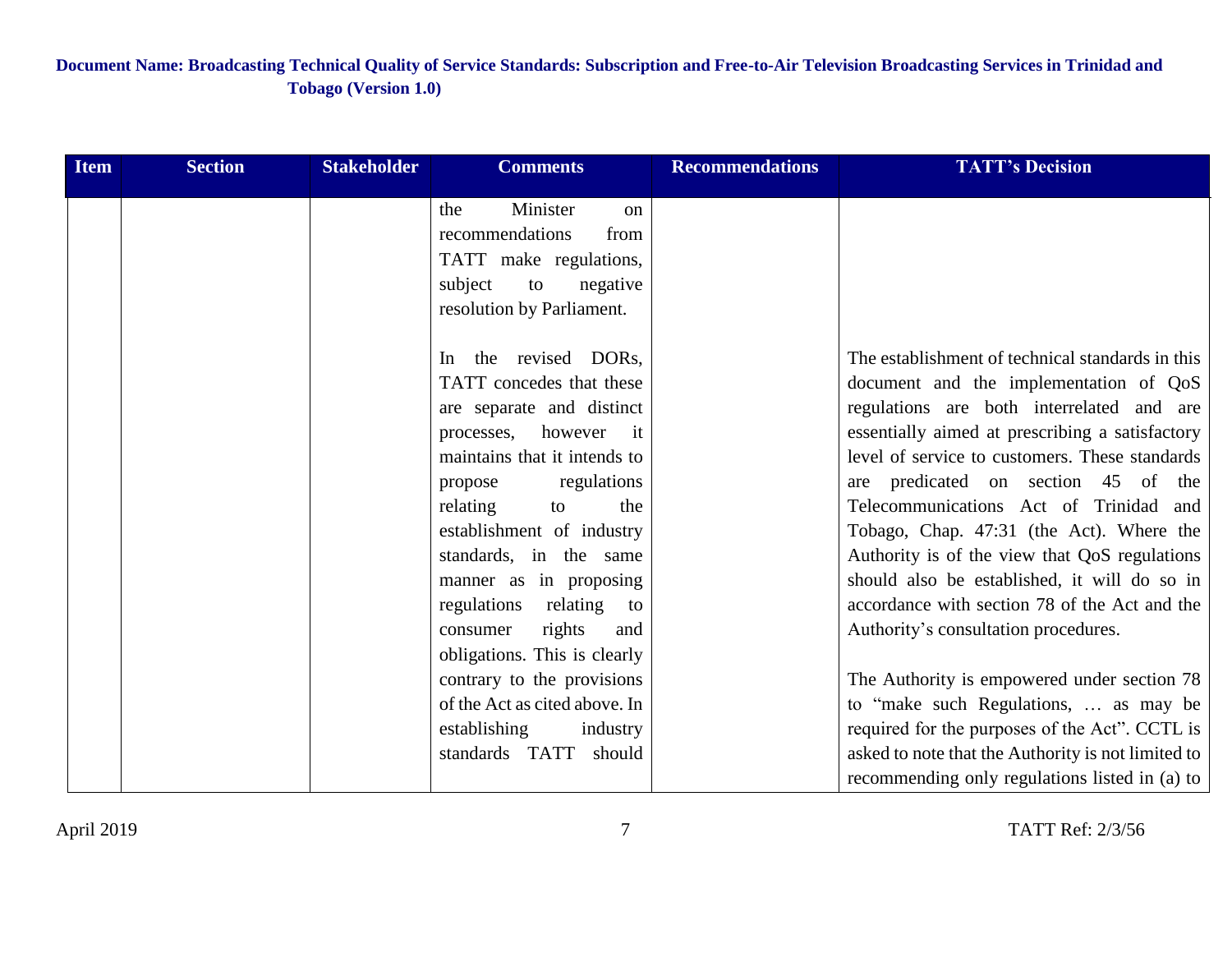| Item | Section | Stakeholder | Comments | Recommendations | TATT's Decision |
|---|---|---|---|---|---|
| | | | the Minister on recommendations from TATT make regulations, subject to negative resolution by Parliament.<br><br>In the revised DORs, TATT concedes that these are separate and distinct processes, however it maintains that it intends to propose regulations relating to the establishment of industry standards, in the same manner as in proposing regulations relating to consumer rights and obligations. This is clearly contrary to the provisions of the Act as cited above. In establishing industry standards TATT should | | The establishment of technical standards in this document and the implementation of QoS regulations are both interrelated and are essentially aimed at prescribing a satisfactory level of service to customers. These standards are predicated on section 45 of the Telecommunications Act of Trinidad and Tobago, Chap. 47:31 (the Act). Where the Authority is of the view that QoS regulations should also be established, it will do so in accordance with section 78 of the Act and the Authority's consultation procedures.<br><br>The Authority is empowered under section 78 to "make such Regulations, … as may be required for the purposes of the Act". CCTL is asked to note that the Authority is not limited to recommending only regulations listed in (a) to |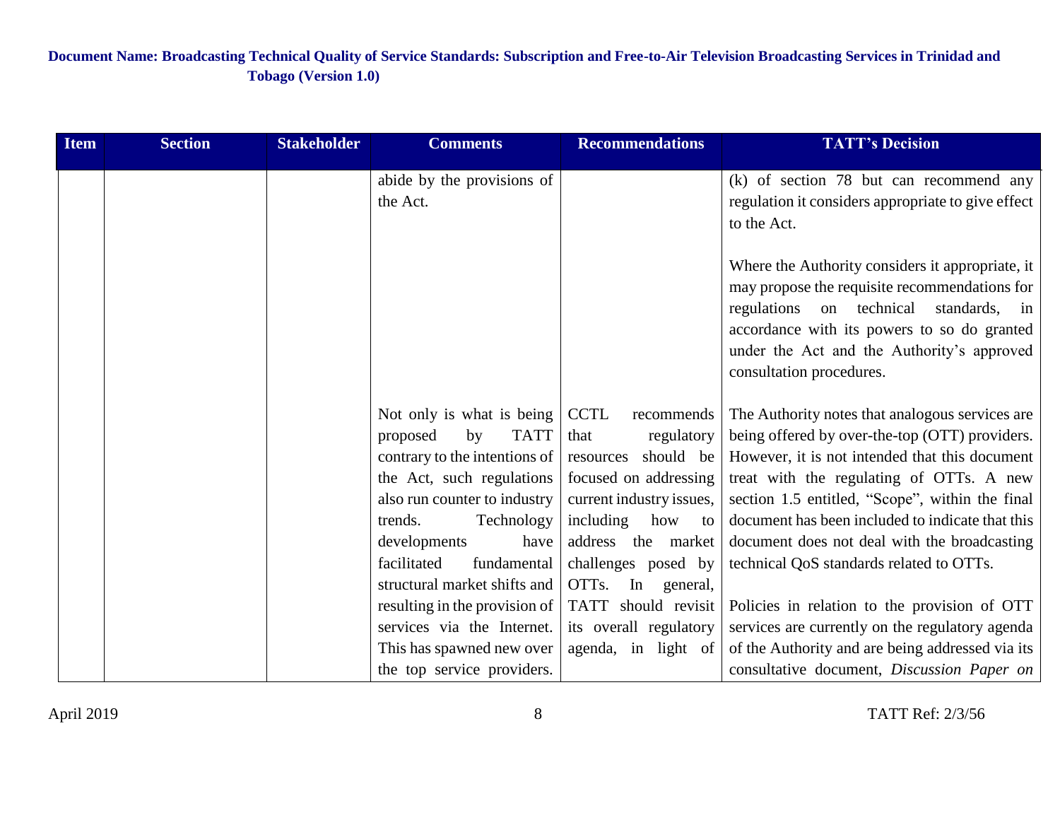| Item | Section | Stakeholder | Comments | Recommendations | TATT's Decision |
|---|---|---|---|---|---|
| | | | abide by the provisions of the Act. | | (k) of section 78 but can recommend any regulation it considers appropriate to give effect to the Act.<br><br>Where the Authority considers it appropriate, it may propose the requisite recommendations for regulations on technical standards, in accordance with its powers to so do granted under the Act and the Authority's approved consultation procedures. |
| | | | Not only is what is being proposed by TATT contrary to the intentions of the Act, such regulations also run counter to industry trends. Technology developments have facilitated fundamental structural market shifts and resulting in the provision of services via the Internet. This has spawned new over the top service providers. | CCTL recommends that regulatory resources should be focused on addressing current industry issues, including how to address the market challenges posed by OTTs. In general, TATT should revisit its overall regulatory agenda, in light of | The Authority notes that analogous services are being offered by over-the-top (OTT) providers. However, it is not intended that this document treat with the regulating of OTTs. A new section 1.5 entitled, "Scope", within the final document has been included to indicate that this document does not deal with the broadcasting technical QoS standards related to OTTs.<br><br>Policies in relation to the provision of OTT services are currently on the regulatory agenda of the Authority and are being addressed via its consultative document, *Discussion Paper on* |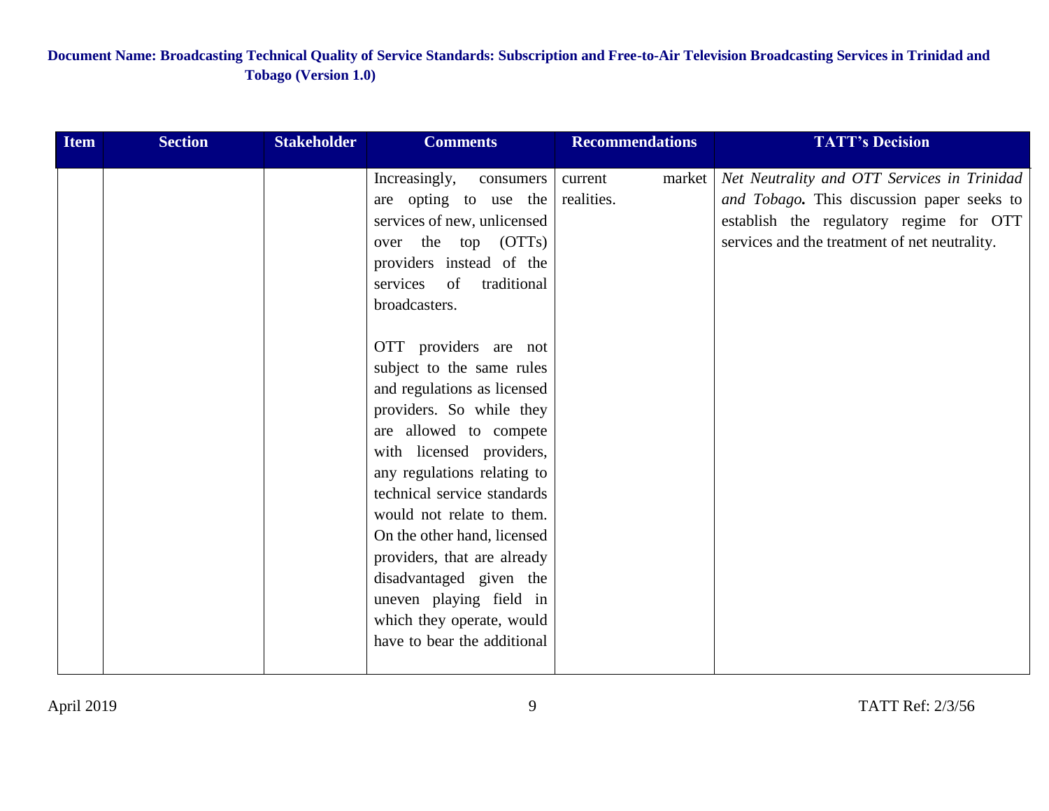**Document Name: Broadcasting Technical Quality of Service Standards: Subscription and Free-to-Air Television Broadcasting Services in Trinidad and Tobago (Version 1.0)**

| Item | Section | Stakeholder | Comments | Recommendations | TATT's Decision |
|---|---|---|---|---|---|
| | | | Increasingly, consumers are opting to use the services of new, unlicensed over the top (OTTs) providers instead of the services of traditional broadcasters.<br><br>OTT providers are not subject to the same rules and regulations as licensed providers. So while they are allowed to compete with licensed providers, any regulations relating to technical service standards would not relate to them. On the other hand, licensed providers, that are already disadvantaged given the uneven playing field in which they operate, would have to bear the additional | current market realities. | *Net Neutrality and OTT Services in Trinidad and Tobago***.** This discussion paper seeks to establish the regulatory regime for OTT services and the treatment of net neutrality. |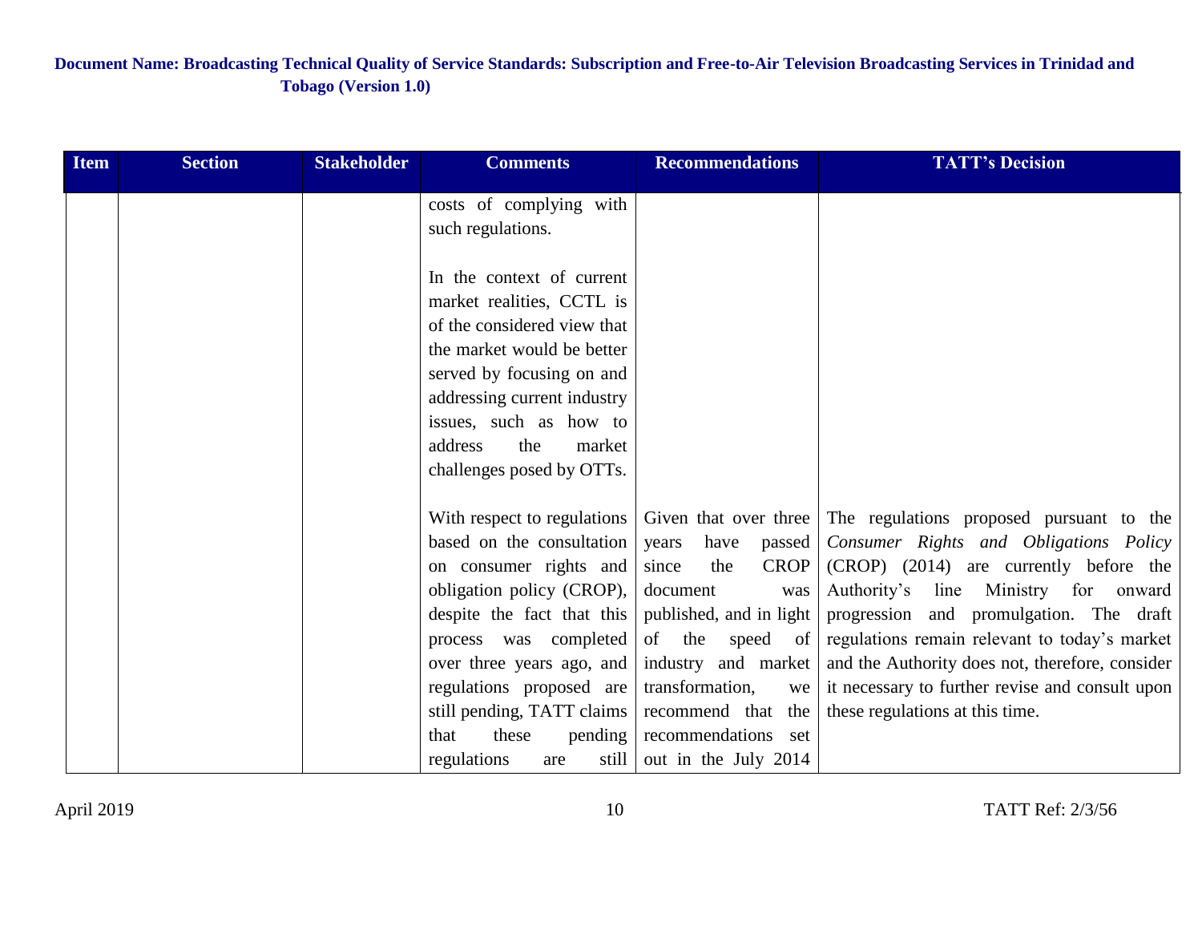| Item | Section | Stakeholder | Comments | Recommendations | TATT's Decision |
|---|---|---|---|---|---|
| | | | costs of complying with such regulations.<br><br>In the context of current market realities, CCTL is of the considered view that the market would be better served by focusing on and addressing current industry issues, such as how to address the market challenges posed by OTTs. | | |
| | | | With respect to regulations based on the consultation on consumer rights and obligation policy (CROP), despite the fact that this process was completed over three years ago, and regulations proposed are still pending, TATT claims that these pending regulations are still | Given that over three years have passed since the CROP document was published, and in light of the speed of industry and market transformation, we recommend that the recommendations set out in the July 2014 | The regulations proposed pursuant to the *Consumer Rights and Obligations Policy* (CROP) (2014) are currently before the Authority's line Ministry for onward progression and promulgation. The draft regulations remain relevant to today's market and the Authority does not, therefore, consider it necessary to further revise and consult upon these regulations at this time. |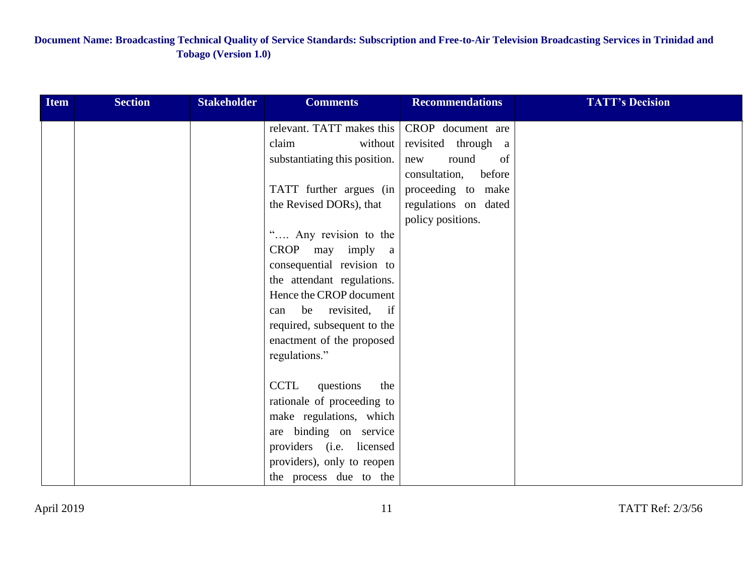| Item | Section | Stakeholder | Comments | Recommendations | TATT's Decision |
|---|---|---|---|---|---|
| | | | relevant. TATT makes this claim without substantiating this position.<br><br>TATT further argues (in the Revised DORs), that<br><br>"…. Any revision to the CROP may imply a consequential revision to the attendant regulations. Hence the CROP document can be revisited, if required, subsequent to the enactment of the proposed regulations."<br><br>CCTL questions the rationale of proceeding to make regulations, which are binding on service providers (i.e. licensed providers), only to reopen the process due to the | CROP document are revisited through a new round of consultation, before proceeding to make regulations on dated policy positions. | |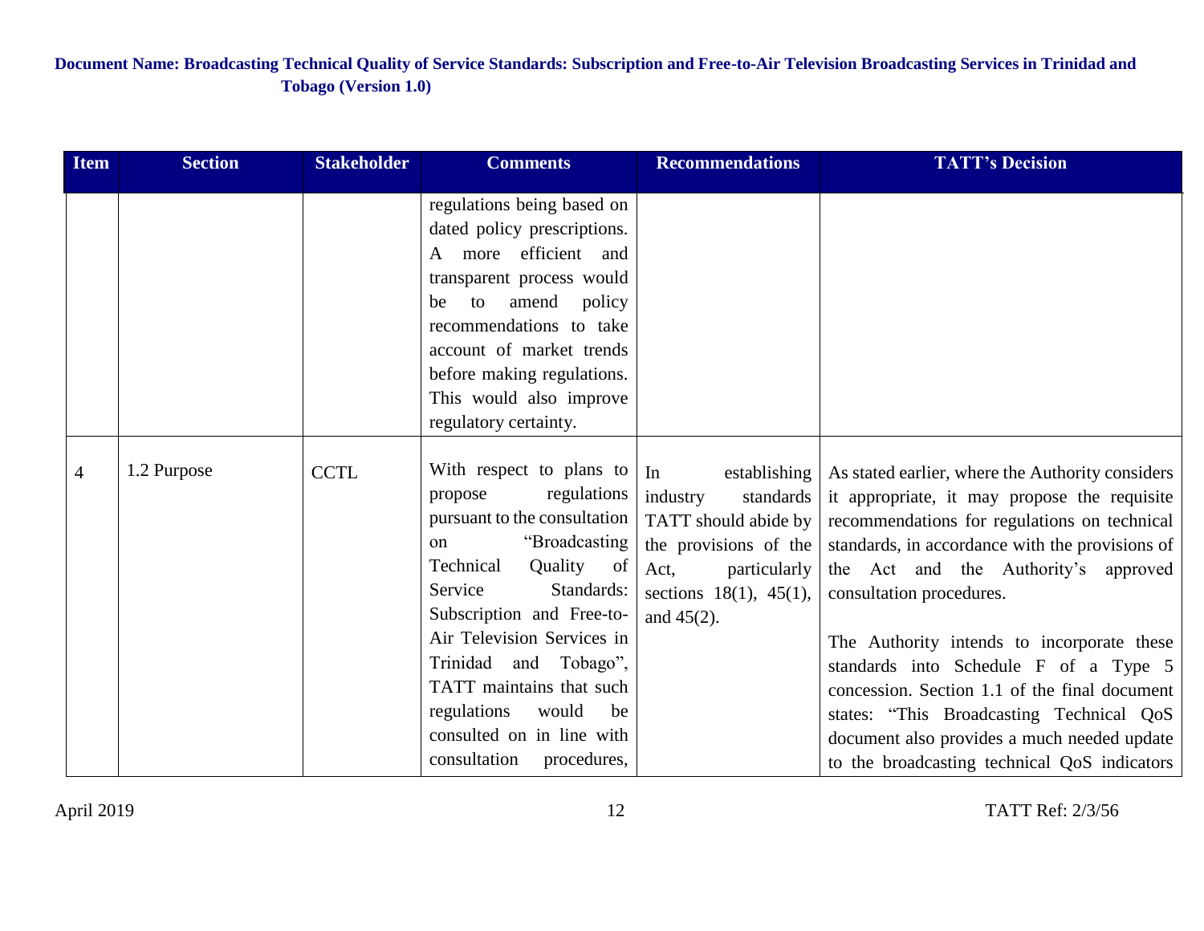| Item | Section | Stakeholder | Comments | Recommendations | TATT's Decision |
|---|---|---|---|---|---|
| | | | regulations being based on dated policy prescriptions. A more efficient and transparent process would be to amend policy recommendations to take account of market trends before making regulations. This would also improve regulatory certainty. | | |
| 4 | 1.2 Purpose | CCTL | With respect to plans to propose regulations pursuant to the consultation on "Broadcasting Technical Quality of Service Standards: Subscription and Free-to-Air Television Services in Trinidad and Tobago", TATT maintains that such regulations would be consulted on in line with consultation procedures, | In establishing industry standards TATT should abide by the provisions of the Act, particularly sections 18(1), 45(1), and 45(2). | As stated earlier, where the Authority considers it appropriate, it may propose the requisite recommendations for regulations on technical standards, in accordance with the provisions of the Act and the Authority's approved consultation procedures.<br><br>The Authority intends to incorporate these standards into Schedule F of a Type 5 concession. Section 1.1 of the final document states: "This Broadcasting Technical QoS document also provides a much needed update to the broadcasting technical QoS indicators |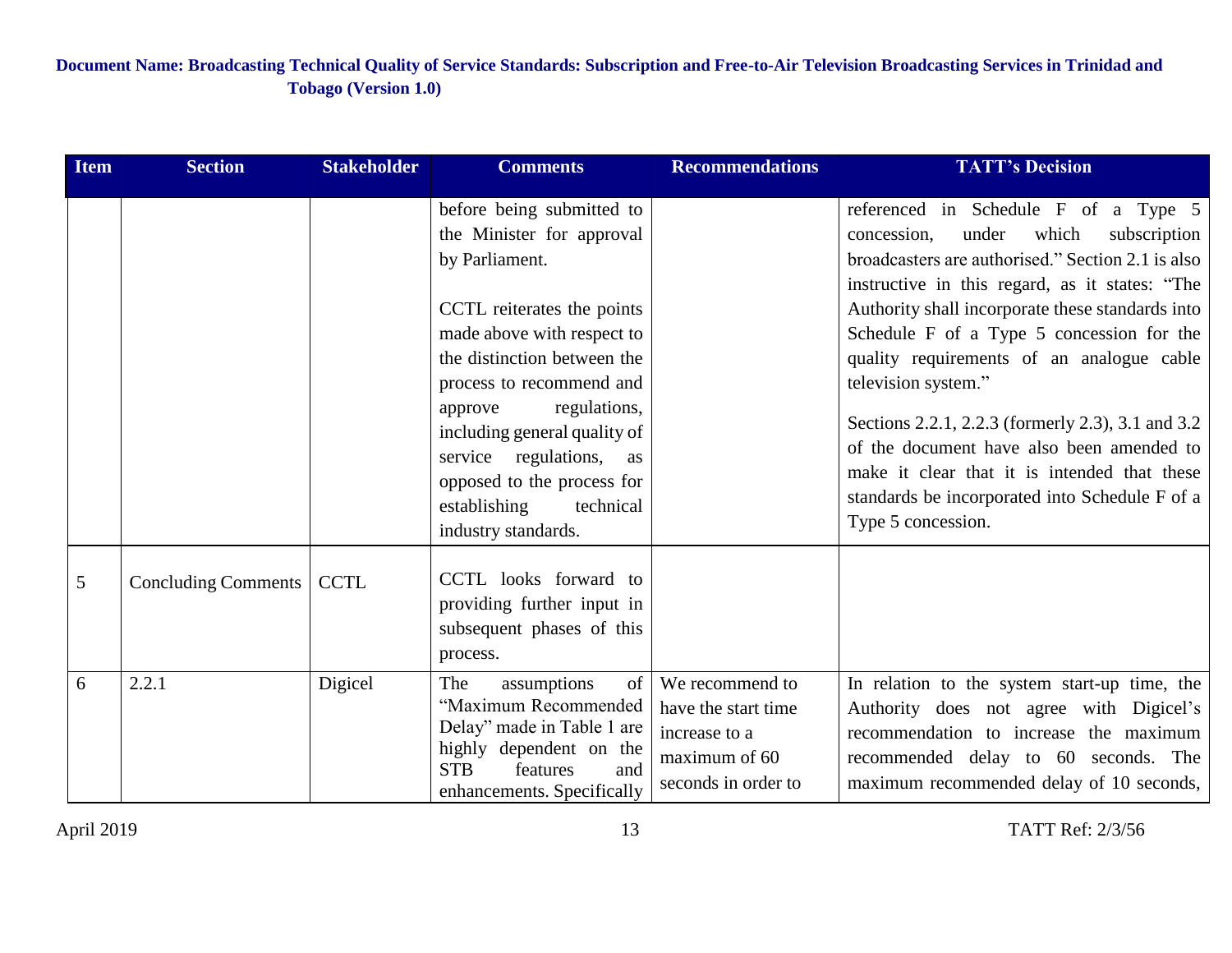| Item | Section | Stakeholder | Comments | Recommendations | TATT's Decision |
|---|---|---|---|---|---|
| | | | before being submitted to the Minister for approval by Parliament.<br><br>CCTL reiterates the points made above with respect to the distinction between the process to recommend and approve regulations, including general quality of service regulations, as opposed to the process for establishing technical industry standards. | | referenced in Schedule F of a Type 5 concession, under which subscription broadcasters are authorised." Section 2.1 is also instructive in this regard, as it states: "The Authority shall incorporate these standards into Schedule F of a Type 5 concession for the quality requirements of an analogue cable television system."<br><br>Sections 2.2.1, 2.2.3 (formerly 2.3), 3.1 and 3.2 of the document have also been amended to make it clear that it is intended that these standards be incorporated into Schedule F of a Type 5 concession. |
| 5 | Concluding Comments | CCTL | CCTL looks forward to providing further input in subsequent phases of this process. | | |
| 6 | 2.2.1 | Digicel | The assumptions of "Maximum Recommended Delay" made in Table 1 are highly dependent on the STB features and enhancements. Specifically | We recommend to have the start time increase to a maximum of 60 seconds in order to | In relation to the system start-up time, the Authority does not agree with Digicel's recommendation to increase the maximum recommended delay to 60 seconds. The maximum recommended delay of 10 seconds, |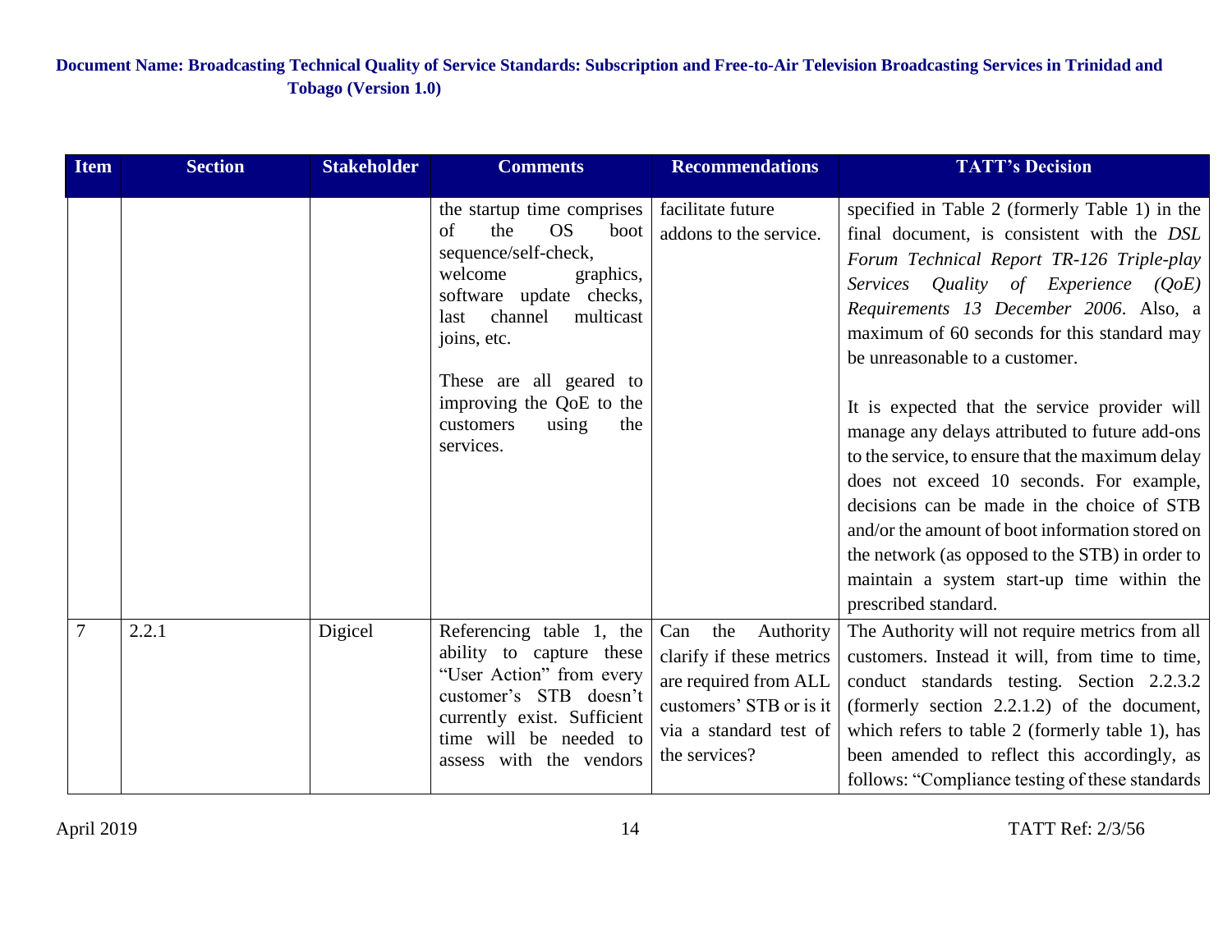| Item | Section | Stakeholder | Comments | Recommendations | TATT's Decision |
|---|---|---|---|---|---|
| | | | the startup time comprises of the OS boot sequence/self-check, welcome graphics, software update checks, last channel multicast joins, etc.<br><br>These are all geared to improving the QoE to the customers using the services. | facilitate future addons to the service. | specified in Table 2 (formerly Table 1) in the final document, is consistent with the *DSL Forum Technical Report TR-126 Triple-play Services Quality of Experience (QoE) Requirements 13 December 2006*. Also, a maximum of 60 seconds for this standard may be unreasonable to a customer.<br><br>It is expected that the service provider will manage any delays attributed to future add-ons to the service, to ensure that the maximum delay does not exceed 10 seconds. For example, decisions can be made in the choice of STB and/or the amount of boot information stored on the network (as opposed to the STB) in order to maintain a system start-up time within the prescribed standard. |
| 7 | 2.2.1 | Digicel | Referencing table 1, the ability to capture these "User Action" from every customer's STB doesn't currently exist. Sufficient time will be needed to assess with the vendors | Can the Authority clarify if these metrics are required from ALL customers' STB or is it via a standard test of the services? | The Authority will not require metrics from all customers. Instead it will, from time to time, conduct standards testing. Section 2.2.3.2 (formerly section 2.2.1.2) of the document, which refers to table 2 (formerly table 1), has been amended to reflect this accordingly, as follows: "Compliance testing of these standards |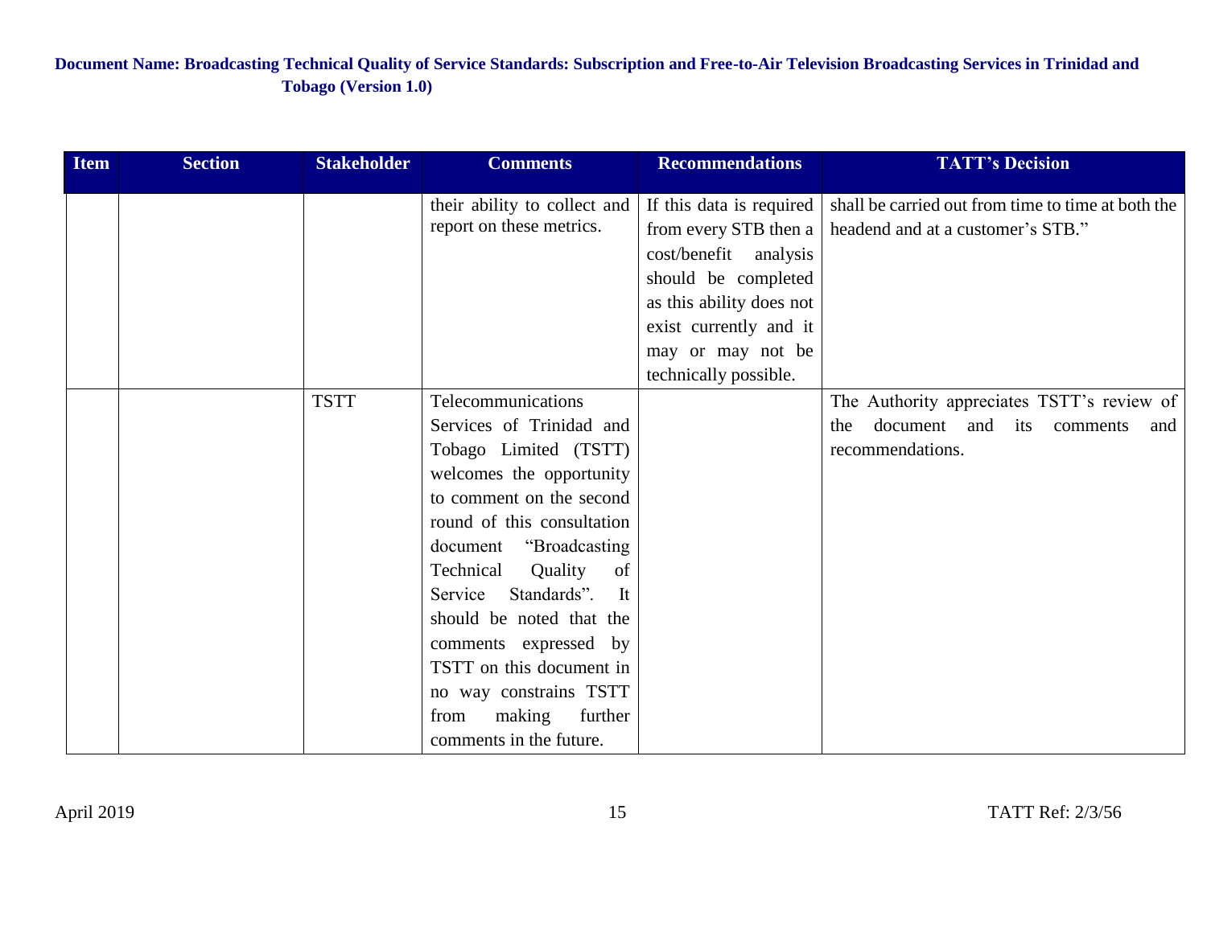| Item | Section | Stakeholder | Comments | Recommendations | TATT's Decision |
|---|---|---|---|---|---|
| | | | their ability to collect and report on these metrics. | If this data is required from every STB then a cost/benefit analysis should be completed as this ability does not exist currently and it may or may not be technically possible. | shall be carried out from time to time at both the headend and at a customer's STB." |
| | | TSTT | Telecommunications Services of Trinidad and Tobago Limited (TSTT) welcomes the opportunity to comment on the second round of this consultation document "Broadcasting Technical Quality of Service Standards". It should be noted that the comments expressed by TSTT on this document in no way constrains TSTT from making further comments in the future. | | The Authority appreciates TSTT's review of the document and its comments and recommendations. |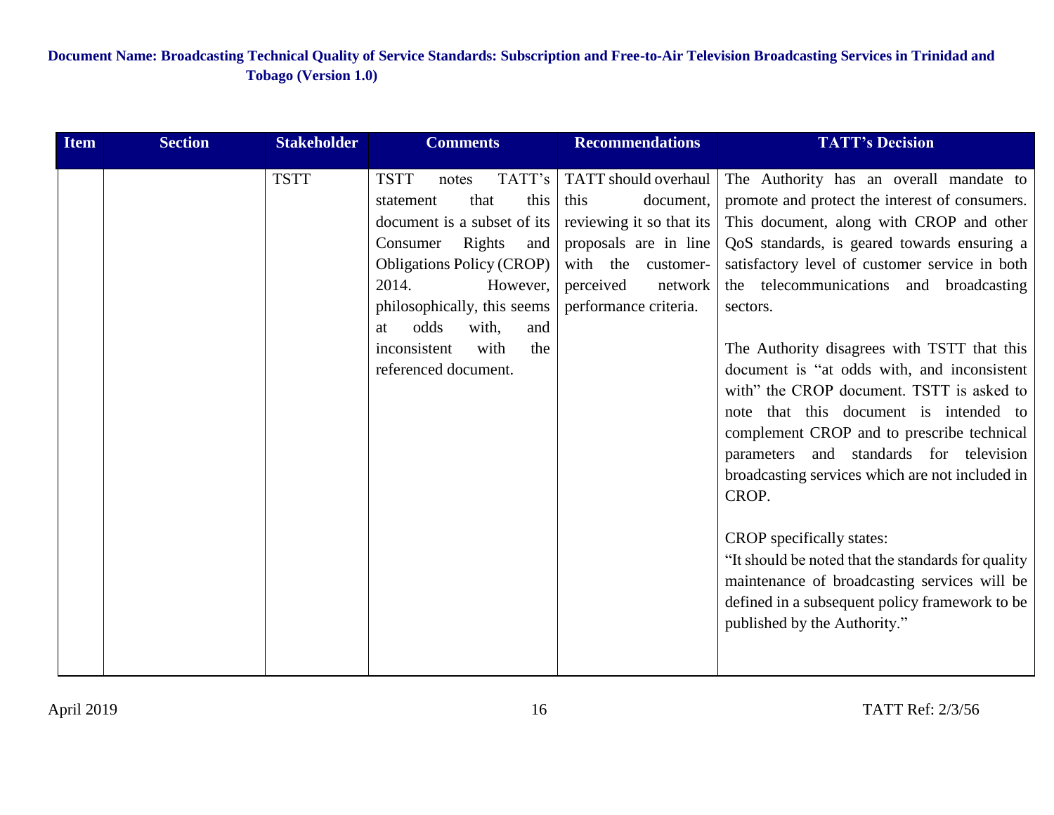| Item | Section | Stakeholder | Comments | Recommendations | TATT's Decision |
|---|---|---|---|---|---|
| | | TSTT | TSTT notes TATT's statement that this document is a subset of its Consumer Rights and Obligations Policy (CROP) 2014. However, philosophically, this seems at odds with, and inconsistent with the referenced document. | TATT should overhaul this document, reviewing it so that its proposals are in line with the customer-perceived network performance criteria. | The Authority has an overall mandate to promote and protect the interest of consumers. This document, along with CROP and other QoS standards, is geared towards ensuring a satisfactory level of customer service in both the telecommunications and broadcasting sectors.<br><br>The Authority disagrees with TSTT that this document is "at odds with, and inconsistent with" the CROP document. TSTT is asked to note that this document is intended to complement CROP and to prescribe technical parameters and standards for television broadcasting services which are not included in CROP.<br><br>CROP specifically states:<br>"It should be noted that the standards for quality maintenance of broadcasting services will be defined in a subsequent policy framework to be published by the Authority." |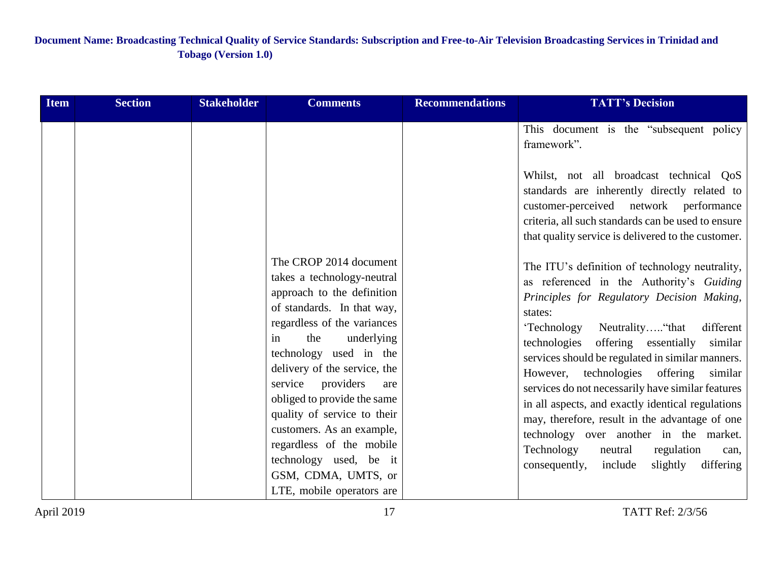| Item | Section | Stakeholder | Comments | Recommendations | TATT's Decision |
|---|---|---|---|---|---|
| | | | The CROP 2014 document takes a technology-neutral approach to the definition of standards. In that way, regardless of the variances in the underlying technology used in the delivery of the service, the service providers are obliged to provide the same quality of service to their customers. As an example, regardless of the mobile technology used, be it GSM, CDMA, UMTS, or LTE, mobile operators are | | This document is the "subsequent policy framework".<br><br>Whilst, not all broadcast technical QoS standards are inherently directly related to customer-perceived network performance criteria, all such standards can be used to ensure that quality service is delivered to the customer.<br><br>The ITU's definition of technology neutrality, as referenced in the Authority's *Guiding Principles for Regulatory Decision Making*, states:<br>'Technology Neutrality….."that different technologies offering essentially similar services should be regulated in similar manners. However, technologies offering similar services do not necessarily have similar features in all aspects, and exactly identical regulations may, therefore, result in the advantage of one technology over another in the market. Technology neutral regulation can, consequently, include slightly differing |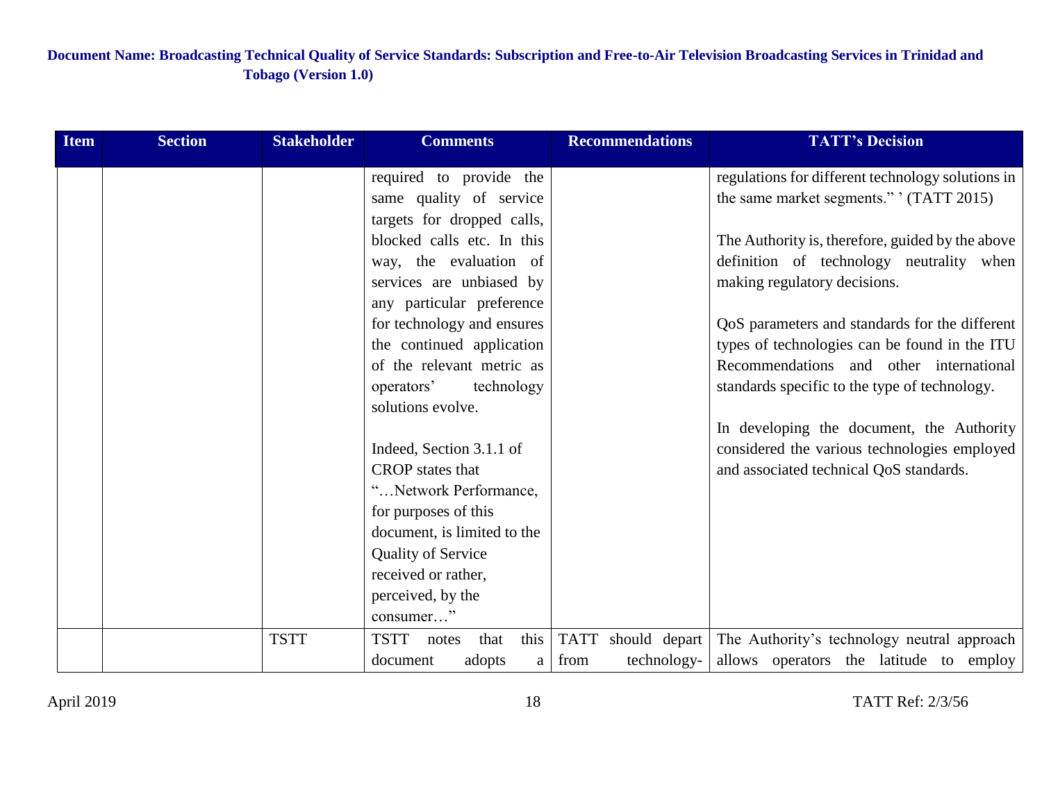| Item | Section | Stakeholder | Comments | Recommendations | TATT's Decision |
|---|---|---|---|---|---|
| | | | required to provide the same quality of service targets for dropped calls, blocked calls etc. In this way, the evaluation of services are unbiased by any particular preference for technology and ensures the continued application of the relevant metric as operators' technology solutions evolve.<br><br>Indeed, Section 3.1.1 of CROP states that "…Network Performance, for purposes of this document, is limited to the Quality of Service received or rather, perceived, by the consumer…" | | regulations for different technology solutions in the same market segments." ' (TATT 2015)<br><br>The Authority is, therefore, guided by the above definition of technology neutrality when making regulatory decisions.<br><br>QoS parameters and standards for the different types of technologies can be found in the ITU Recommendations and other international standards specific to the type of technology.<br><br>In developing the document, the Authority considered the various technologies employed and associated technical QoS standards. |
| | | TSTT | TSTT notes that this document adopts a | TATT should depart from technology- | The Authority's technology neutral approach allows operators the latitude to employ |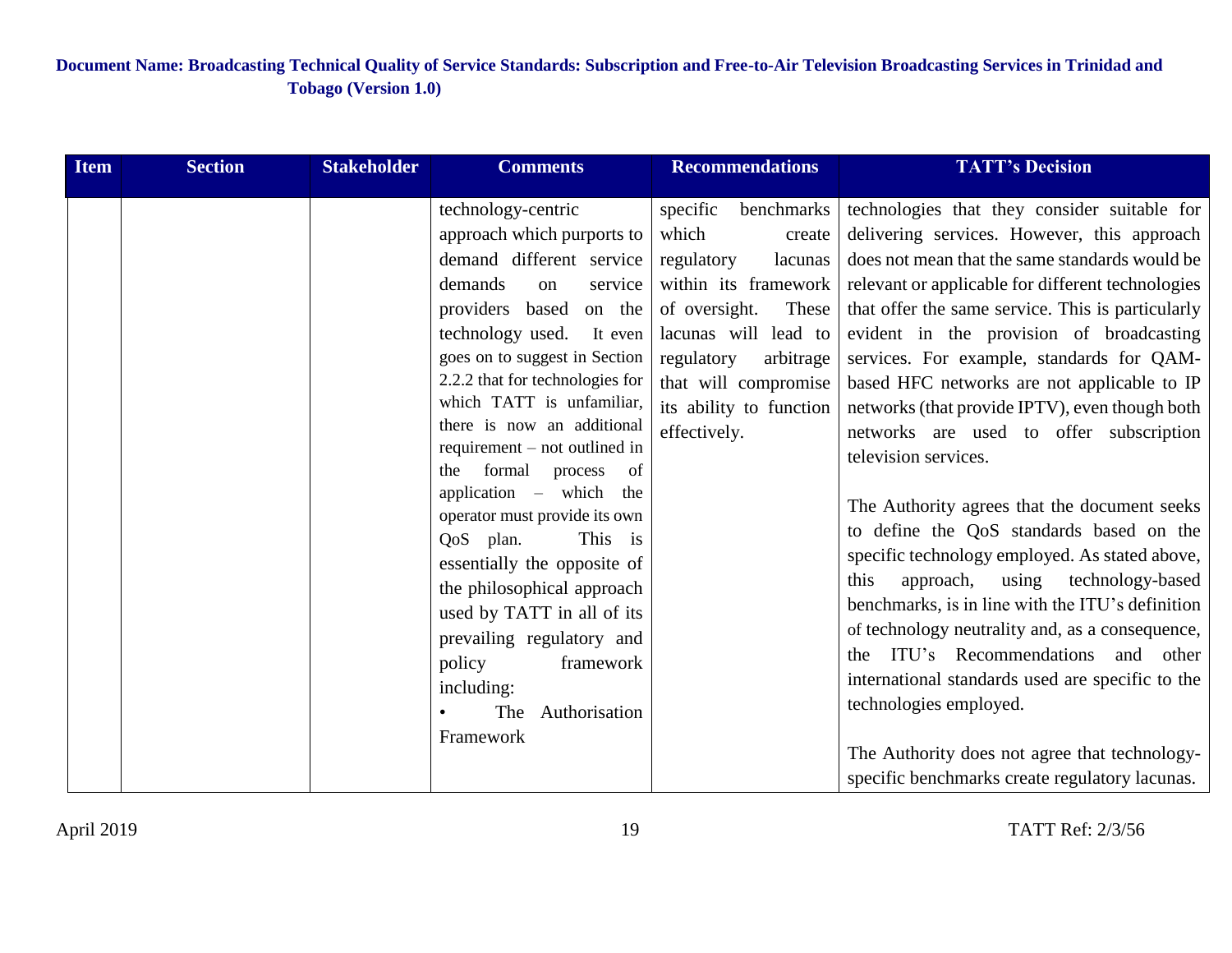| Item | Section | Stakeholder | Comments | Recommendations | TATT's Decision |
|---|---|---|---|---|---|
| | | | technology-centric approach which purports to demand different service demands on service providers based on the technology used. It even goes on to suggest in Section 2.2.2 that for technologies for which TATT is unfamiliar, there is now an additional requirement – not outlined in the formal process of application – which the operator must provide its own QoS plan. This is essentially the opposite of the philosophical approach used by TATT in all of its prevailing regulatory and policy framework including:<br>• The Authorisation Framework | specific benchmarks which create regulatory lacunas within its framework of oversight. These lacunas will lead to regulatory arbitrage that will compromise its ability to function effectively. | technologies that they consider suitable for delivering services. However, this approach does not mean that the same standards would be relevant or applicable for different technologies that offer the same service. This is particularly evident in the provision of broadcasting services. For example, standards for QAM-based HFC networks are not applicable to IP networks (that provide IPTV), even though both networks are used to offer subscription television services.<br><br>The Authority agrees that the document seeks to define the QoS standards based on the specific technology employed. As stated above, this approach, using technology-based benchmarks, is in line with the ITU's definition of technology neutrality and, as a consequence, the ITU's Recommendations and other international standards used are specific to the technologies employed.<br><br>The Authority does not agree that technology-specific benchmarks create regulatory lacunas. |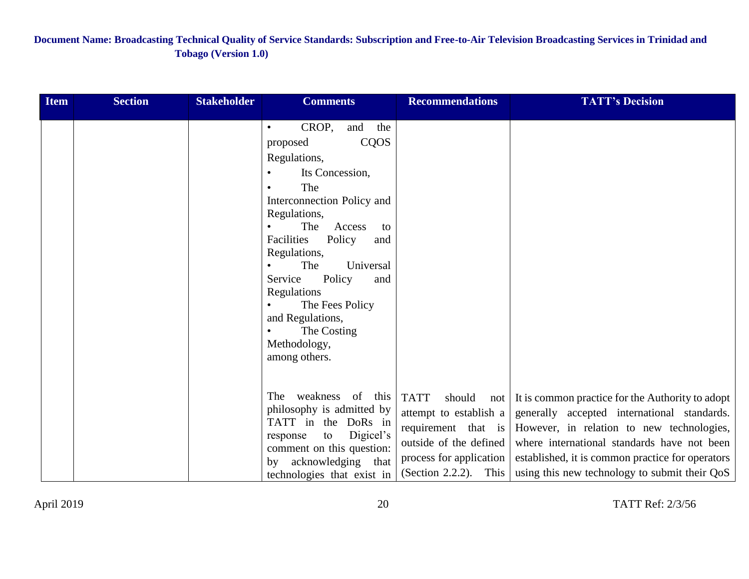| Item | Section | Stakeholder | Comments | Recommendations | TATT's Decision |
|---|---|---|---|---|---|
| | | | • CROP, and the proposed CQOS Regulations,<br>• Its Concession,<br>• The Interconnection Policy and Regulations,<br>• The Access to Facilities Policy and Regulations,<br>• The Universal Service Policy and Regulations<br>• The Fees Policy and Regulations,<br>• The Costing Methodology,<br>among others. | | |
| | | | The weakness of this philosophy is admitted by TATT in the DoRs in response to Digicel's comment on this question: by acknowledging that technologies that exist in | TATT should not attempt to establish a requirement that is outside of the defined process for application (Section 2.2.2). This | It is common practice for the Authority to adopt generally accepted international standards. However, in relation to new technologies, where international standards have not been established, it is common practice for operators using this new technology to submit their QoS |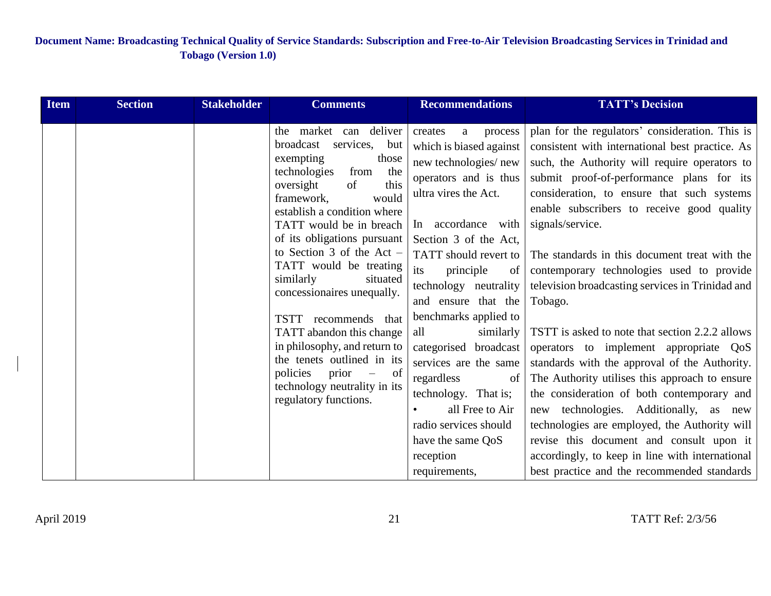| Item | Section | Stakeholder | Comments | Recommendations | TATT's Decision |
|---|---|---|---|---|---|
| | | | the market can deliver broadcast services, but exempting those technologies from the oversight of this framework, would establish a condition where TATT would be in breach of its obligations pursuant to Section 3 of the Act – TATT would be treating similarly situated concessionaires unequally.<br><br>TSTT recommends that TATT abandon this change in philosophy, and return to the tenets outlined in its policies prior – of technology neutrality in its regulatory functions. | creates a process which is biased against new technologies/ new operators and is thus ultra vires the Act.<br><br>In accordance with Section 3 of the Act, TATT should revert to its principle of technology neutrality and ensure that the benchmarks applied to all similarly categorised broadcast services are the same regardless of technology. That is;<br>• all Free to Air radio services should have the same QoS reception requirements, | plan for the regulators' consideration. This is consistent with international best practice. As such, the Authority will require operators to submit proof-of-performance plans for its consideration, to ensure that such systems enable subscribers to receive good quality signals/service.<br><br>The standards in this document treat with the contemporary technologies used to provide television broadcasting services in Trinidad and Tobago.<br><br>TSTT is asked to note that section 2.2.2 allows operators to implement appropriate QoS standards with the approval of the Authority. The Authority utilises this approach to ensure the consideration of both contemporary and new technologies. Additionally, as new technologies are employed, the Authority will revise this document and consult upon it accordingly, to keep in line with international best practice and the recommended standards |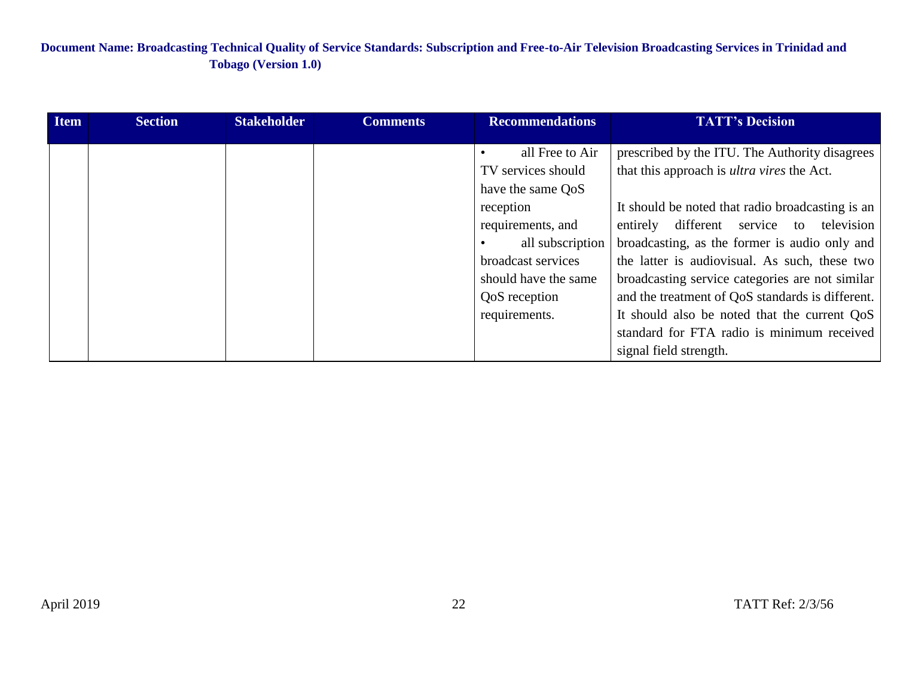| Item | Section | Stakeholder | Comments | Recommendations | TATT's Decision |
|---|---|---|---|---|---|
| | | | | • all Free to Air TV services should have the same QoS reception requirements, and<br>• all subscription broadcast services should have the same QoS reception requirements. | prescribed by the ITU. The Authority disagrees that this approach is *ultra vires* the Act.<br><br>It should be noted that radio broadcasting is an entirely different service to television broadcasting, as the former is audio only and the latter is audiovisual. As such, these two broadcasting service categories are not similar and the treatment of QoS standards is different. It should also be noted that the current QoS standard for FTA radio is minimum received signal field strength. |